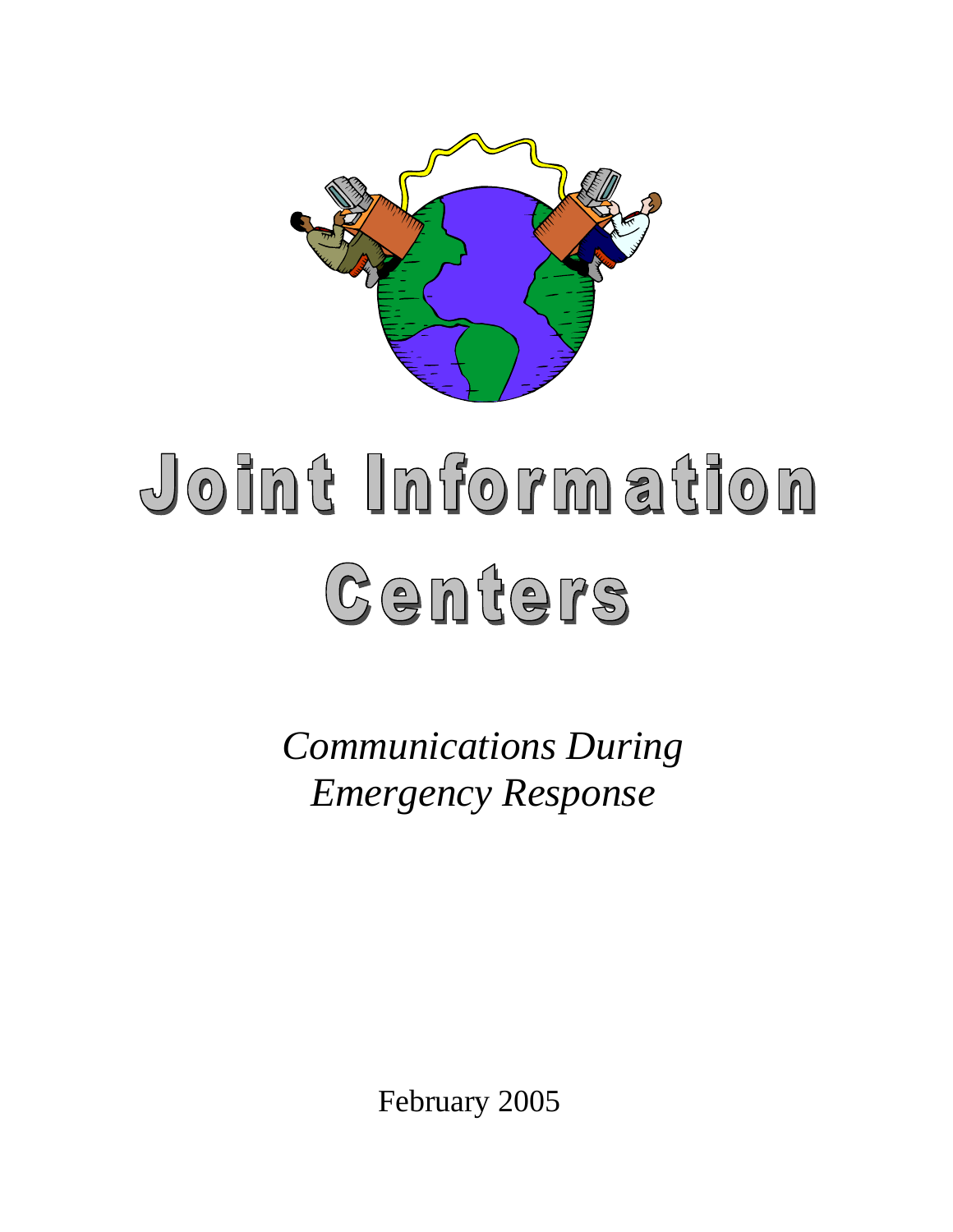# Joint Information Centers

*Communications During Emergency Response*

February 2005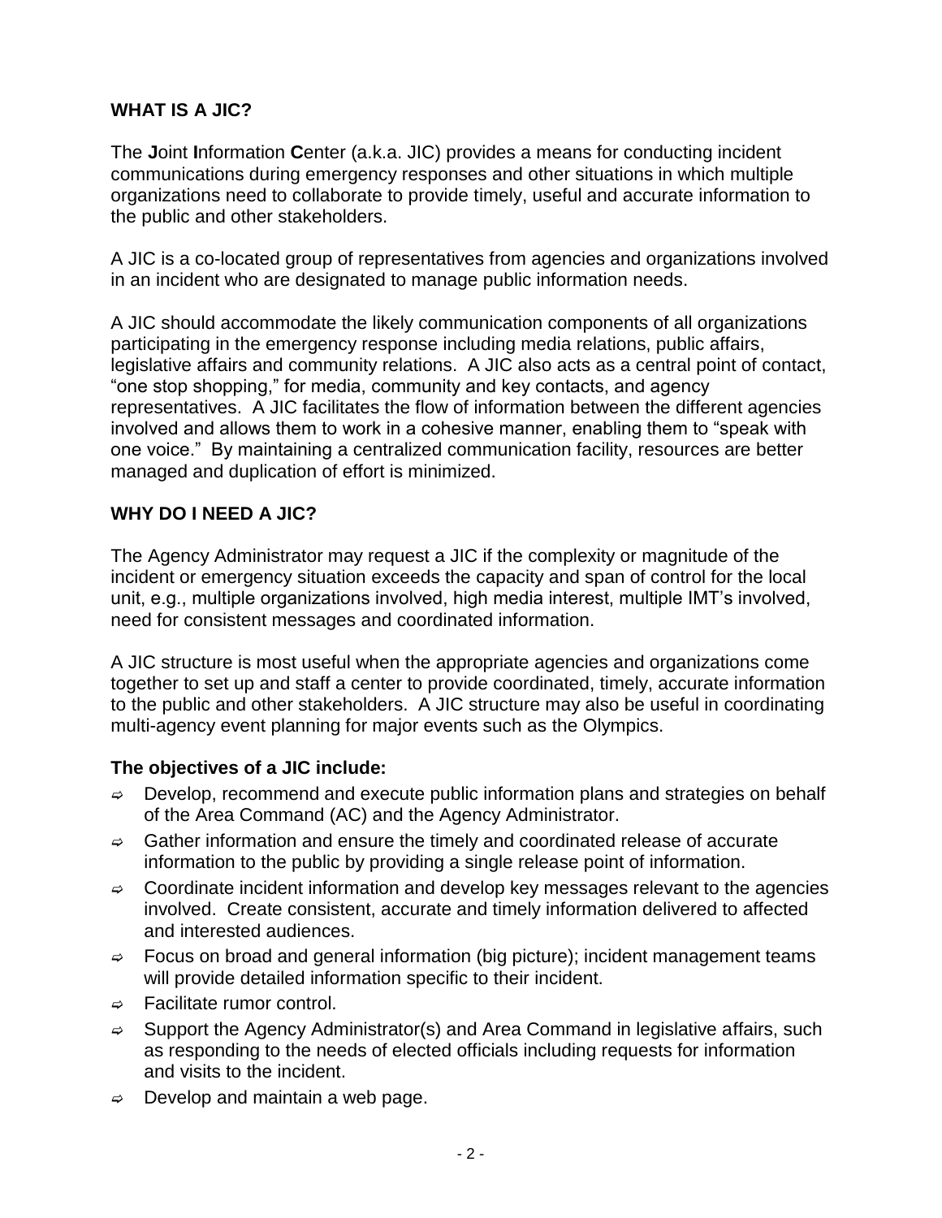## WHAT IS A JIC?

The **J**oint **I**nformation **C**enter (a.k.a. JIC) provides a means for conducting incident communications during emergency responses and other situations in which multiple organizations need to collaborate to provide timely, useful and accurate information to the public and other stakeholders.

A JIC is a co-located group of representatives from agencies and organizations involved in an incident who are designated to manage public information needs.

A JIC should accommodate the likely communication components of all organizations participating in the emergency response including media relations, public affairs, legislative affairs and community relations. A JIC also acts as a central point of contact, "one stop shopping," for media, community and key contacts, and agency representatives. A JIC facilitates the flow of information between the different agencies involved and allows them to work in a cohesive manner, enabling them to "speak with one voice." By maintaining a centralized communication facility, resources are better managed and duplication of effort is minimized.

## WHY DO I NEED A JIC?

The Agency Administrator may request a JIC if the complexity or magnitude of the incident or emergency situation exceeds the capacity and span of control for the local unit, e.g., multiple organizations involved, high media interest, multiple IMT's involved, need for consistent messages and coordinated information.

A JIC structure is most useful when the appropriate agencies and organizations come together to set up and staff a center to provide coordinated, timely, accurate information to the public and other stakeholders. A JIC structure may also be useful in coordinating multi-agency event planning for major events such as the Olympics.

### The objectives of a JIC include:

- Develop, recommend and execute public information plans and strategies on behalf of the Area Command (AC) and the Agency Administrator.
- Gather information and ensure the timely and coordinated release of accurate information to the public by providing a single release point of information.
- Coordinate incident information and develop key messages relevant to the agencies involved. Create consistent, accurate and timely information delivered to affected and interested audiences.
- Focus on broad and general information (big picture); incident management teams will provide detailed information specific to their incident.
- Facilitate rumor control.
- Support the Agency Administrator(s) and Area Command in legislative affairs, such as responding to the needs of elected officials including requests for information and visits to the incident.
- Develop and maintain a web page.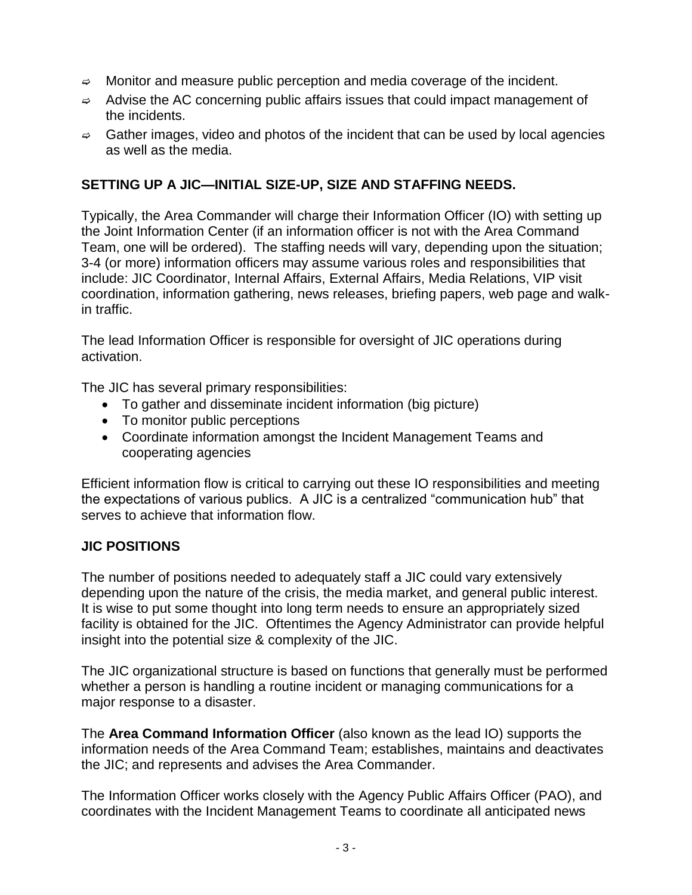- Monitor and measure public perception and media coverage of the incident.
- Advise the AC concerning public affairs issues that could impact management of the incidents.
- Gather images, video and photos of the incident that can be used by local agencies as well as the media.

**SETTING UP A JIC—INITIAL SIZE-UP, SIZE AND STAFFING NEEDS.**

Typically, the Area Commander will charge their Information Officer (IO) with setting up the Joint Information Center (if an information officer is not with the Area Command Team, one will be ordered). The staffing needs will vary, depending upon the situation; 3-4 (or more) information officers may assume various roles and responsibilities that include: JIC Coordinator, Internal Affairs, External Affairs, Media Relations, VIP visit coordination, information gathering, news releases, briefing papers, web page and walk-in traffic.

The lead Information Officer is responsible for oversight of JIC operations during activation.

The JIC has several primary responsibilities:

- To gather and disseminate incident information (big picture)
- To monitor public perceptions
- Coordinate information amongst the Incident Management Teams and cooperating agencies

Efficient information flow is critical to carrying out these IO responsibilities and meeting the expectations of various publics. A JIC is a centralized "communication hub" that serves to achieve that information flow.

**JIC POSITIONS**

The number of positions needed to adequately staff a JIC could vary extensively depending upon the nature of the crisis, the media market, and general public interest. It is wise to put some thought into long term needs to ensure an appropriately sized facility is obtained for the JIC. Oftentimes the Agency Administrator can provide helpful insight into the potential size & complexity of the JIC.

The JIC organizational structure is based on functions that generally must be performed whether a person is handling a routine incident or managing communications for a major response to a disaster.

The **Area Command Information Officer** (also known as the lead IO) supports the information needs of the Area Command Team; establishes, maintains and deactivates the JIC; and represents and advises the Area Commander.

The Information Officer works closely with the Agency Public Affairs Officer (PAO), and coordinates with the Incident Management Teams to coordinate all anticipated news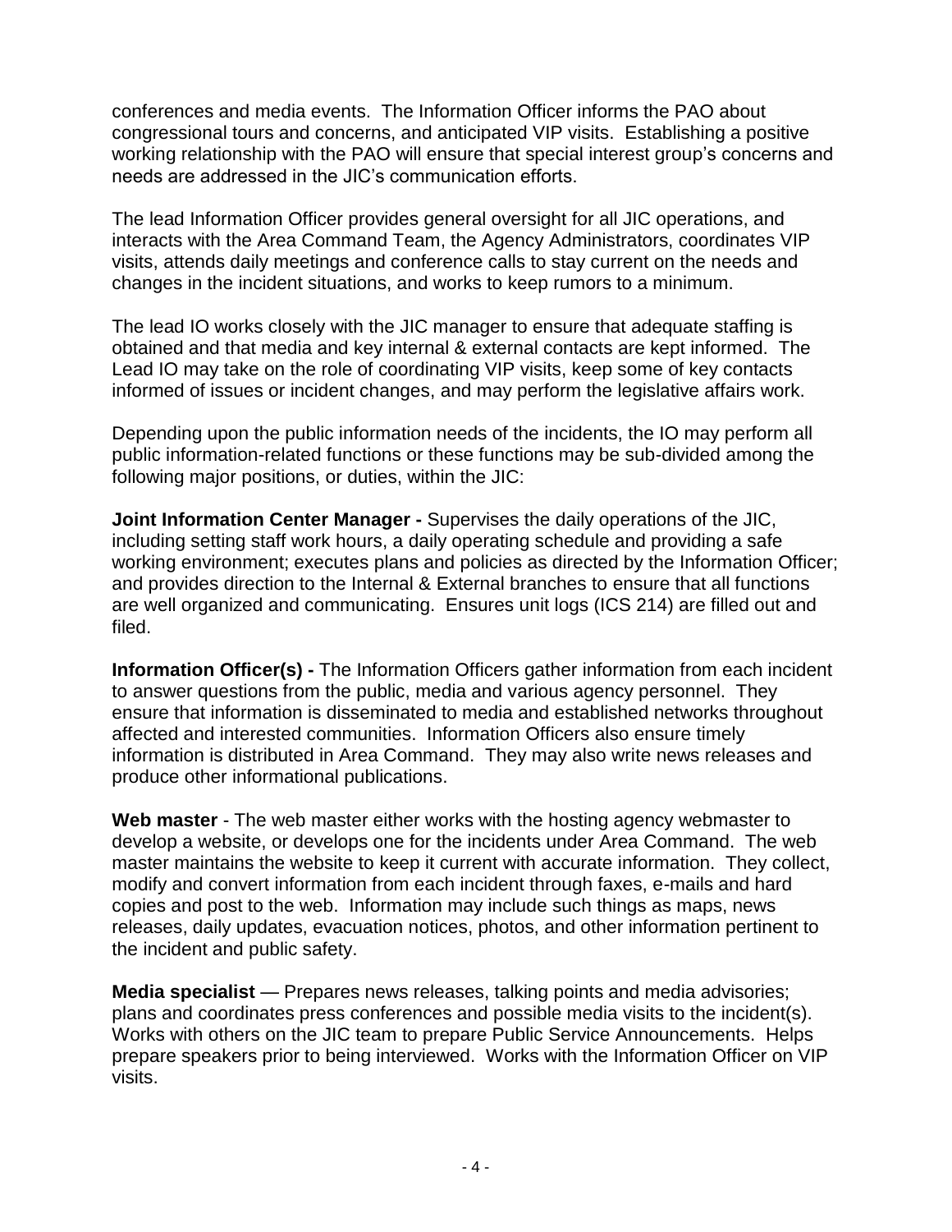conferences and media events. The Information Officer informs the PAO about congressional tours and concerns, and anticipated VIP visits. Establishing a positive working relationship with the PAO will ensure that special interest group's concerns and needs are addressed in the JIC's communication efforts.

The lead Information Officer provides general oversight for all JIC operations, and interacts with the Area Command Team, the Agency Administrators, coordinates VIP visits, attends daily meetings and conference calls to stay current on the needs and changes in the incident situations, and works to keep rumors to a minimum.

The lead IO works closely with the JIC manager to ensure that adequate staffing is obtained and that media and key internal & external contacts are kept informed. The Lead IO may take on the role of coordinating VIP visits, keep some of key contacts informed of issues or incident changes, and may perform the legislative affairs work.

Depending upon the public information needs of the incidents, the IO may perform all public information-related functions or these functions may be sub-divided among the following major positions, or duties, within the JIC:

**Joint Information Center Manager -** Supervises the daily operations of the JIC, including setting staff work hours, a daily operating schedule and providing a safe working environment; executes plans and policies as directed by the Information Officer; and provides direction to the Internal & External branches to ensure that all functions are well organized and communicating. Ensures unit logs (ICS 214) are filled out and filed.

**Information Officer(s) -** The Information Officers gather information from each incident to answer questions from the public, media and various agency personnel. They ensure that information is disseminated to media and established networks throughout affected and interested communities. Information Officers also ensure timely information is distributed in Area Command. They may also write news releases and produce other informational publications.

**Web master** - The web master either works with the hosting agency webmaster to develop a website, or develops one for the incidents under Area Command. The web master maintains the website to keep it current with accurate information. They collect, modify and convert information from each incident through faxes, e-mails and hard copies and post to the web. Information may include such things as maps, news releases, daily updates, evacuation notices, photos, and other information pertinent to the incident and public safety.

**Media specialist** — Prepares news releases, talking points and media advisories; plans and coordinates press conferences and possible media visits to the incident(s). Works with others on the JIC team to prepare Public Service Announcements. Helps prepare speakers prior to being interviewed. Works with the Information Officer on VIP visits.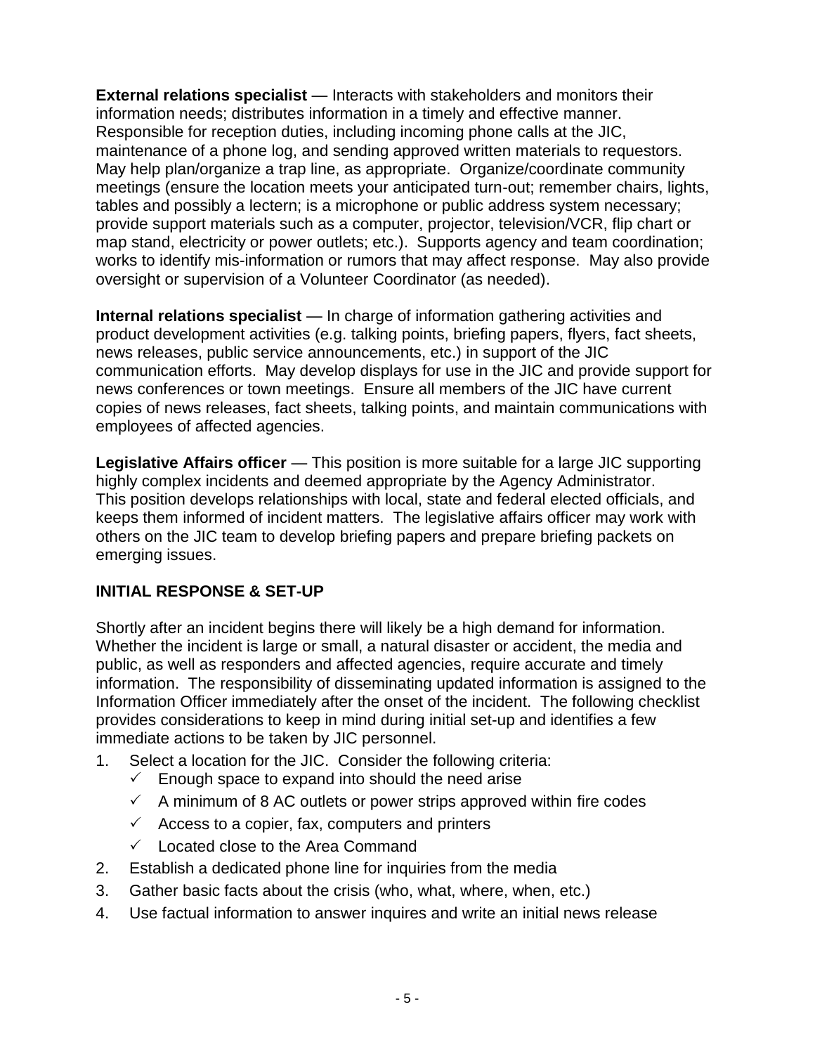**External relations specialist** — Interacts with stakeholders and monitors their information needs; distributes information in a timely and effective manner. Responsible for reception duties, including incoming phone calls at the JIC, maintenance of a phone log, and sending approved written materials to requestors. May help plan/organize a trap line, as appropriate. Organize/coordinate community meetings (ensure the location meets your anticipated turn-out; remember chairs, lights, tables and possibly a lectern; is a microphone or public address system necessary; provide support materials such as a computer, projector, television/VCR, flip chart or map stand, electricity or power outlets; etc.). Supports agency and team coordination; works to identify mis-information or rumors that may affect response. May also provide oversight or supervision of a Volunteer Coordinator (as needed).

**Internal relations specialist** — In charge of information gathering activities and product development activities (e.g. talking points, briefing papers, flyers, fact sheets, news releases, public service announcements, etc.) in support of the JIC communication efforts. May develop displays for use in the JIC and provide support for news conferences or town meetings. Ensure all members of the JIC have current copies of news releases, fact sheets, talking points, and maintain communications with employees of affected agencies.

**Legislative Affairs officer** — This position is more suitable for a large JIC supporting highly complex incidents and deemed appropriate by the Agency Administrator. This position develops relationships with local, state and federal elected officials, and keeps them informed of incident matters. The legislative affairs officer may work with others on the JIC team to develop briefing papers and prepare briefing packets on emerging issues.

## INITIAL RESPONSE & SET-UP

Shortly after an incident begins there will likely be a high demand for information. Whether the incident is large or small, a natural disaster or accident, the media and public, as well as responders and affected agencies, require accurate and timely information. The responsibility of disseminating updated information is assigned to the Information Officer immediately after the onset of the incident. The following checklist provides considerations to keep in mind during initial set-up and identifies a few immediate actions to be taken by JIC personnel.

1. Select a location for the JIC. Consider the following criteria:
   - ✓ Enough space to expand into should the need arise
   - ✓ A minimum of 8 AC outlets or power strips approved within fire codes
   - ✓ Access to a copier, fax, computers and printers
   - ✓ Located close to the Area Command
2. Establish a dedicated phone line for inquiries from the media
3. Gather basic facts about the crisis (who, what, where, when, etc.)
4. Use factual information to answer inquires and write an initial news release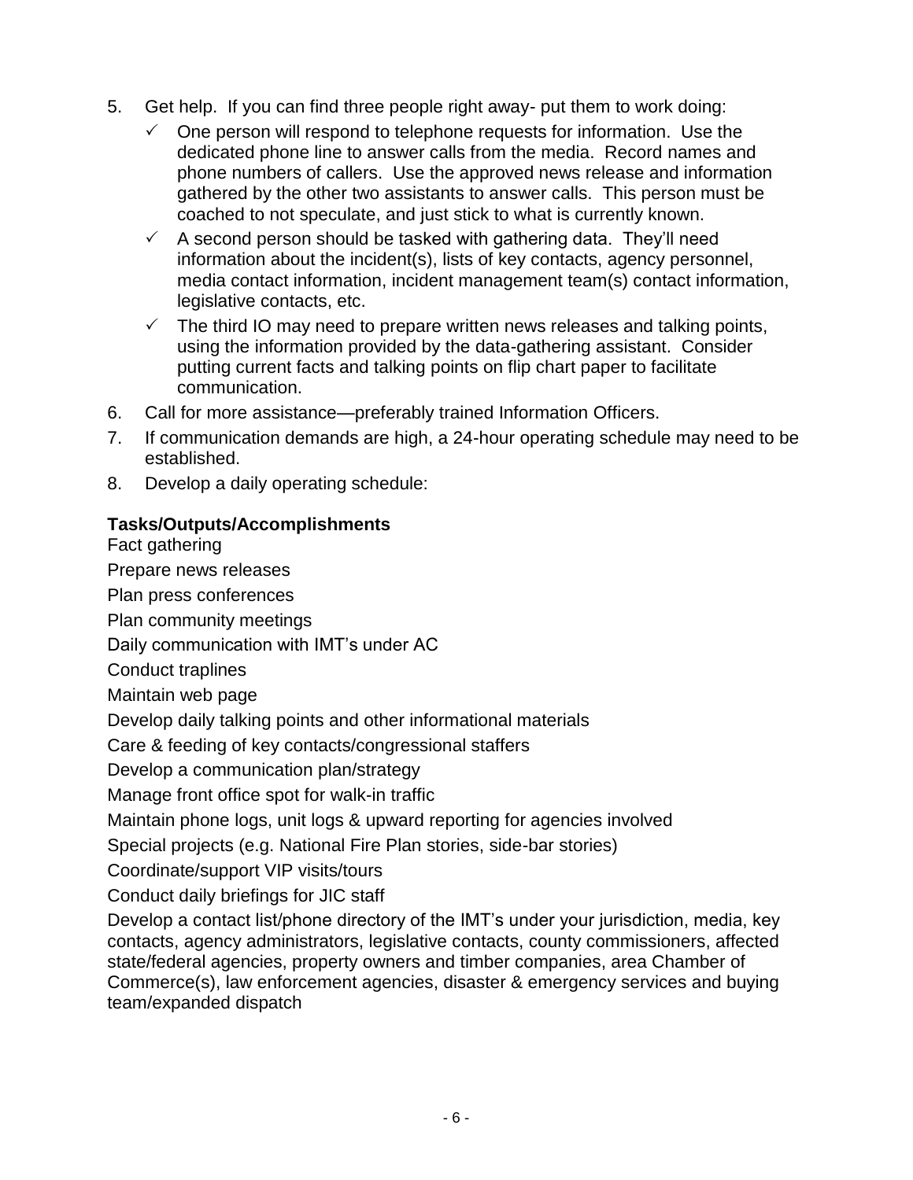5. Get help. If you can find three people right away- put them to work doing:
   - ✓ One person will respond to telephone requests for information. Use the dedicated phone line to answer calls from the media. Record names and phone numbers of callers. Use the approved news release and information gathered by the other two assistants to answer calls. This person must be coached to not speculate, and just stick to what is currently known.
   - ✓ A second person should be tasked with gathering data. They'll need information about the incident(s), lists of key contacts, agency personnel, media contact information, incident management team(s) contact information, legislative contacts, etc.
   - ✓ The third IO may need to prepare written news releases and talking points, using the information provided by the data-gathering assistant. Consider putting current facts and talking points on flip chart paper to facilitate communication.
6. Call for more assistance—preferably trained Information Officers.
7. If communication demands are high, a 24-hour operating schedule may need to be established.
8. Develop a daily operating schedule:

**Tasks/Outputs/Accomplishments**

Fact gathering

Prepare news releases

Plan press conferences

Plan community meetings

Daily communication with IMT's under AC

Conduct traplines

Maintain web page

Develop daily talking points and other informational materials

Care & feeding of key contacts/congressional staffers

Develop a communication plan/strategy

Manage front office spot for walk-in traffic

Maintain phone logs, unit logs & upward reporting for agencies involved

Special projects (e.g. National Fire Plan stories, side-bar stories)

Coordinate/support VIP visits/tours

Conduct daily briefings for JIC staff

Develop a contact list/phone directory of the IMT's under your jurisdiction, media, key contacts, agency administrators, legislative contacts, county commissioners, affected state/federal agencies, property owners and timber companies, area Chamber of Commerce(s), law enforcement agencies, disaster & emergency services and buying team/expanded dispatch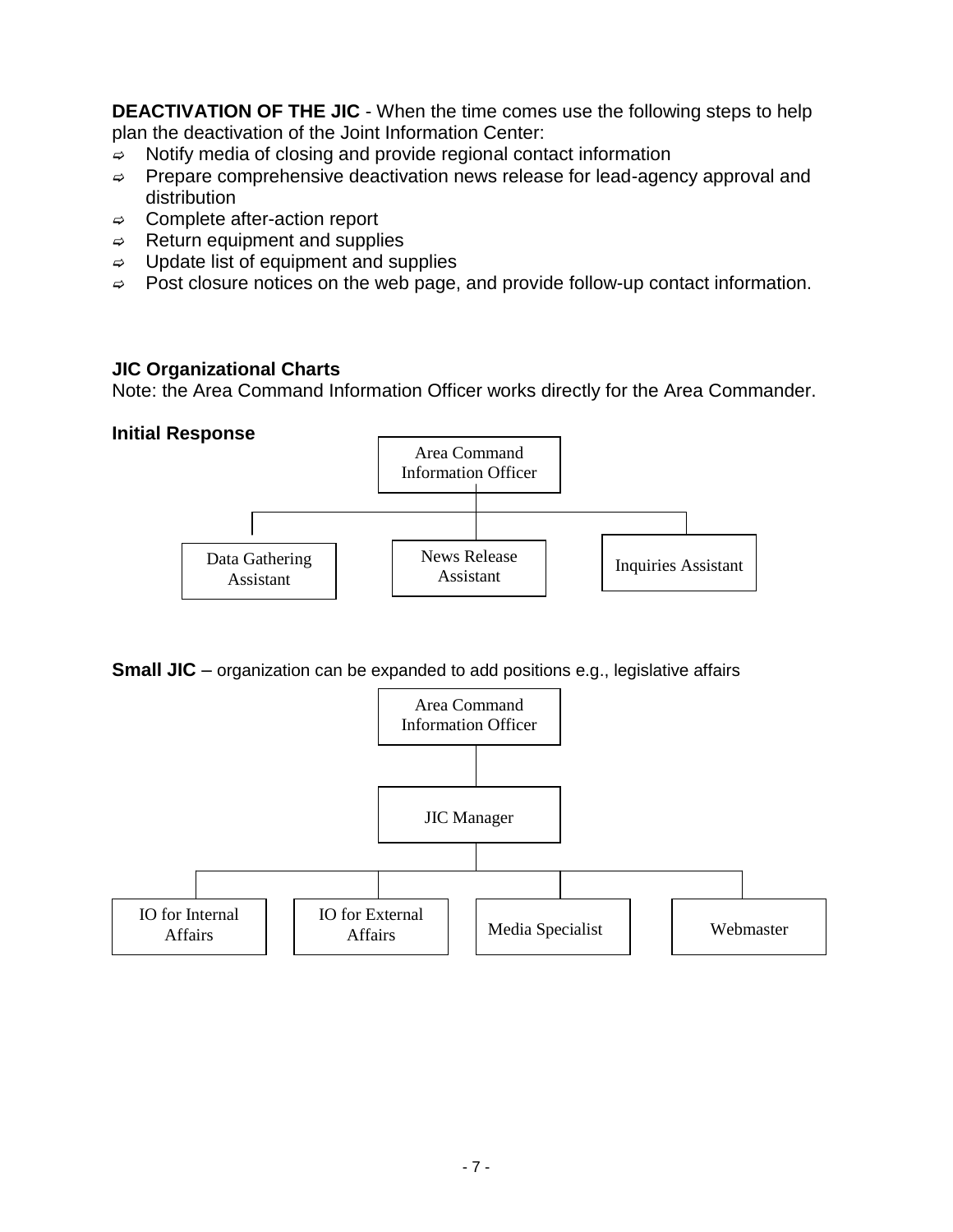**DEACTIVATION OF THE JIC** - When the time comes use the following steps to help plan the deactivation of the Joint Information Center:

- Notify media of closing and provide regional contact information
- Prepare comprehensive deactivation news release for lead-agency approval and distribution
- Complete after-action report
- Return equipment and supplies
- Update list of equipment and supplies
- Post closure notices on the web page, and provide follow-up contact information.

**JIC Organizational Charts**

Note: the Area Command Information Officer works directly for the Area Commander.

**Initial Response**

Area Command Information Officer

Data Gathering Assistant

News Release Assistant

Inquiries Assistant

**Small JIC** – organization can be expanded to add positions e.g., legislative affairs

Area Command Information Officer

JIC Manager

IO for Internal Affairs

IO for External Affairs

Media Specialist

Webmaster